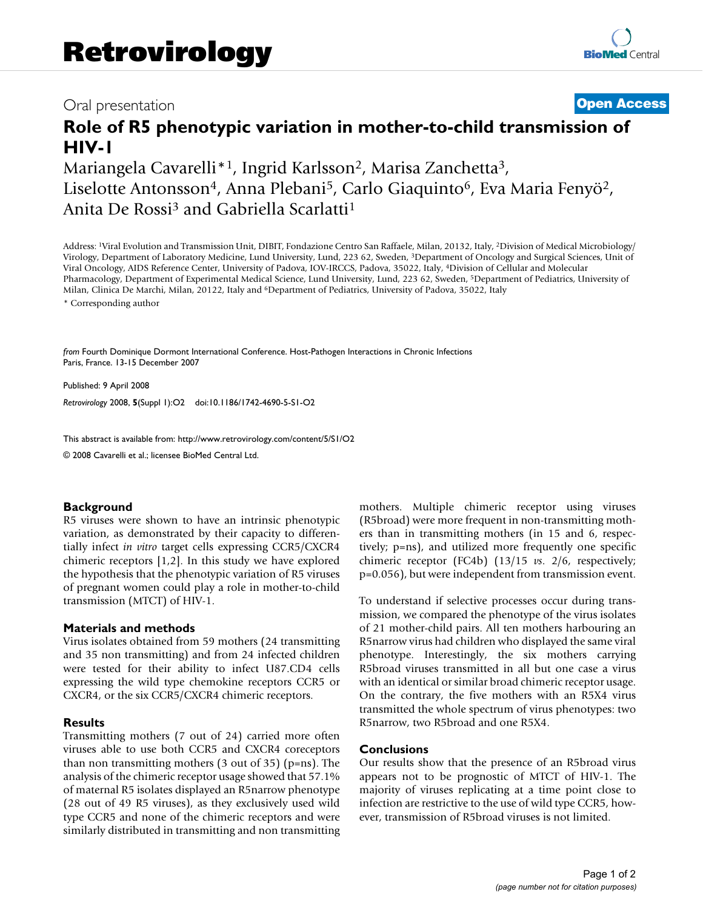Retrovirology

Oral presentation **Open Access**

# Role of R5 phenotypic variation in mother-to-child transmission of HIV-1

Mariangela Cavarelli*[1], Ingrid Karlsson[2], Marisa Zanchetta[3], Liselotte Antonsson[4], Anna Plebani[5], Carlo Giaquinto[6], Eva Maria Fenyö[2], Anita De Rossi[3] and Gabriella Scarlatti[1]

Address: [1]Viral Evolution and Transmission Unit, DIBIT, Fondazione Centro San Raffaele, Milan, 20132, Italy, [2]Division of Medical Microbiology/Virology, Department of Laboratory Medicine, Lund University, Lund, 223 62, Sweden, [3]Department of Oncology and Surgical Sciences, Unit of Viral Oncology, AIDS Reference Center, University of Padova, IOV-IRCCS, Padova, 35022, Italy, [4]Division of Cellular and Molecular Pharmacology, Department of Experimental Medical Science, Lund University, Lund, 223 62, Sweden, [5]Department of Pediatrics, University of Milan, Clinica De Marchi, Milan, 20122, Italy and [6]Department of Pediatrics, University of Padova, 35022, Italy

\* Corresponding author

*from* Fourth Dominique Dormont International Conference. Host-Pathogen Interactions in Chronic Infections
Paris, France. 13-15 December 2007

Published: 9 April 2008

*Retrovirology* 2008, **5**(Suppl 1):O2 doi:10.1186/1742-4690-5-S1-O2

This abstract is available from: http://www.retrovirology.com/content/5/S1/O2

© 2008 Cavarelli et al.; licensee BioMed Central Ltd.

## Background

R5 viruses were shown to have an intrinsic phenotypic variation, as demonstrated by their capacity to differentially infect *in vitro* target cells expressing CCR5/CXCR4 chimeric receptors [1,2]. In this study we have explored the hypothesis that the phenotypic variation of R5 viruses of pregnant women could play a role in mother-to-child transmission (MTCT) of HIV-1.

## Materials and methods

Virus isolates obtained from 59 mothers (24 transmitting and 35 non transmitting) and from 24 infected children were tested for their ability to infect U87.CD4 cells expressing the wild type chemokine receptors CCR5 or CXCR4, or the six CCR5/CXCR4 chimeric receptors.

## Results

Transmitting mothers (7 out of 24) carried more often viruses able to use both CCR5 and CXCR4 coreceptors than non transmitting mothers (3 out of 35) (p=ns). The analysis of the chimeric receptor usage showed that 57.1% of maternal R5 isolates displayed an R5narrow phenotype (28 out of 49 R5 viruses), as they exclusively used wild type CCR5 and none of the chimeric receptors and were similarly distributed in transmitting and non transmitting mothers. Multiple chimeric receptor using viruses (R5broad) were more frequent in non-transmitting mothers than in transmitting mothers (in 15 and 6, respectively; p=ns), and utilized more frequently one specific chimeric receptor (FC4b) (13/15 *vs*. 2/6, respectively; p=0.056), but were independent from transmission event.

To understand if selective processes occur during transmission, we compared the phenotype of the virus isolates of 21 mother-child pairs. All ten mothers harbouring an R5narrow virus had children who displayed the same viral phenotype. Interestingly, the six mothers carrying R5broad viruses transmitted in all but one case a virus with an identical or similar broad chimeric receptor usage. On the contrary, the five mothers with an R5X4 virus transmitted the whole spectrum of virus phenotypes: two R5narrow, two R5broad and one R5X4.

## Conclusions

Our results show that the presence of an R5broad virus appears not to be prognostic of MTCT of HIV-1. The majority of viruses replicating at a time point close to infection are restrictive to the use of wild type CCR5, however, transmission of R5broad viruses is not limited.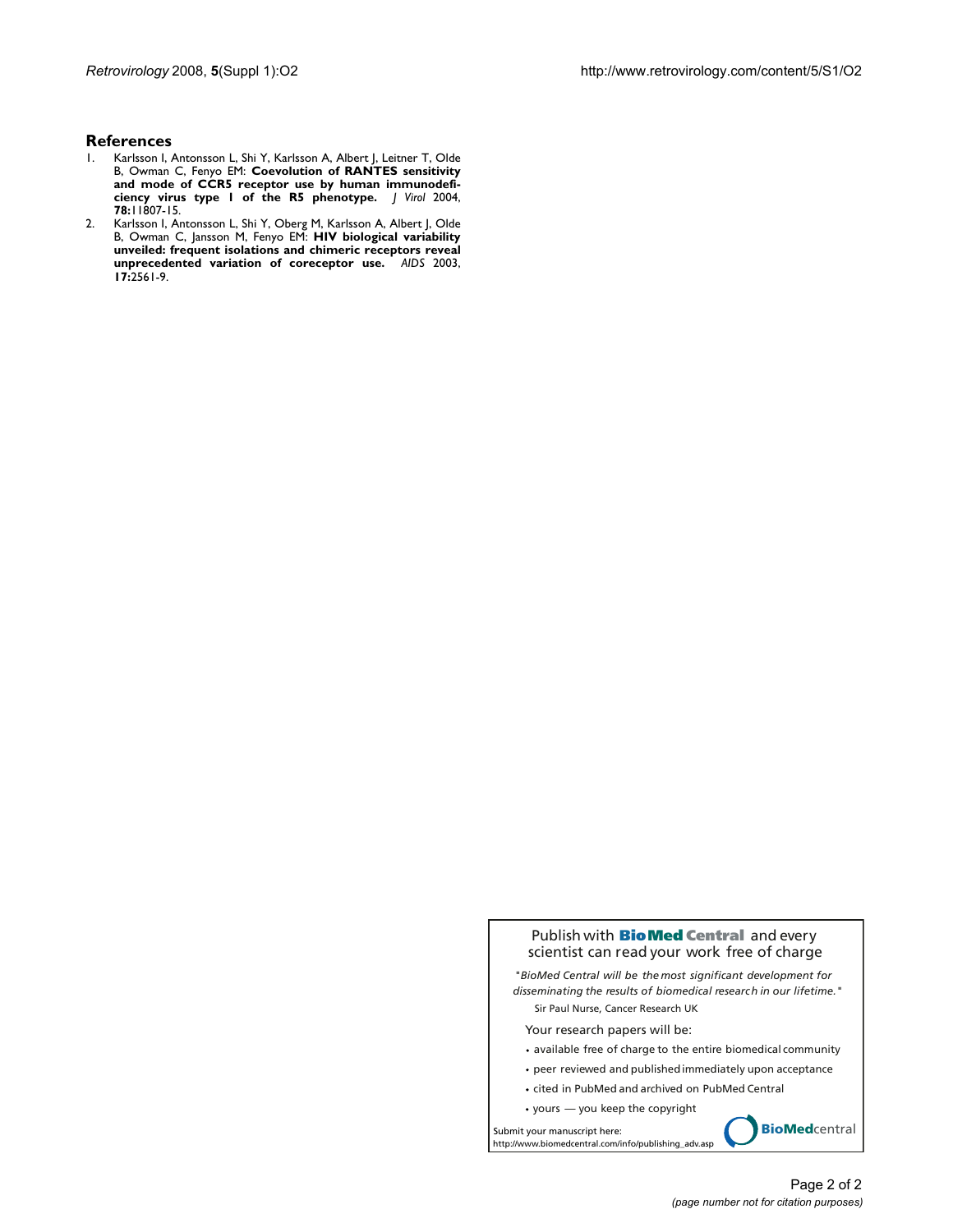## References

1. Karlsson I, Antonsson L, Shi Y, Karlsson A, Albert J, Leitner T, Olde B, Owman C, Fenyo EM: **Coevolution of RANTES sensitivity and mode of CCR5 receptor use by human immunodeficiency virus type 1 of the R5 phenotype.** *J Virol* 2004, **78:**11807-15.
2. Karlsson I, Antonsson L, Shi Y, Oberg M, Karlsson A, Albert J, Olde B, Owman C, Jansson M, Fenyo EM: **HIV biological variability unveiled: frequent isolations and chimeric receptors reveal unprecedented variation of coreceptor use.** *AIDS* 2003, **17:**2561-9.

Publish with **BioMed Central** and every scientist can read your work free of charge

*"BioMed Central will be the most significant development for disseminating the results of biomedical research in our lifetime."*
Sir Paul Nurse, Cancer Research UK

Your research papers will be:

- available free of charge to the entire biomedical community
- peer reviewed and published immediately upon acceptance
- cited in PubMed and archived on PubMed Central
- yours — you keep the copyright

Submit your manuscript here:
http://www.biomedcentral.com/info/publishing_adv.asp

**BioMed**central